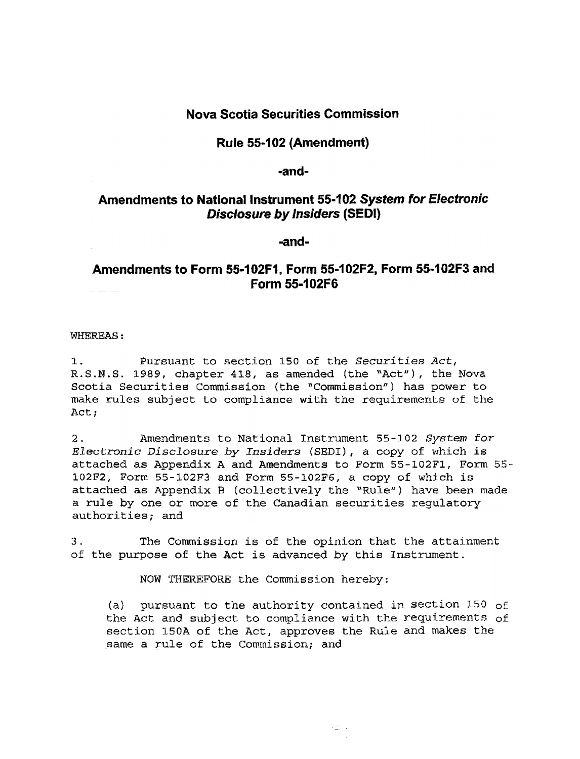# Nova Scotia Securities Commission

## Rule 55-102 (Amendment)

## -and-

## Amendments to National Instrument 55-102 *System for Electronic Disclosure by Insiders* (SEDI)

## -and-

## Amendments to Form 55-102F1, Form 55-102F2, Form 55-102F3 and Form 55-102F6

WHEREAS:

1. Pursuant to section 150 of the *Securities Act*, R.S.N.S. 1989, chapter 418, as amended (the "Act"), the Nova Scotia Securities Commission (the "Commission") has power to make rules subject to compliance with the requirements of the Act;

2. Amendments to National Instrument 55-102 *System for Electronic Disclosure by Insiders* (SEDI), a copy of which is attached as Appendix A and Amendments to Form 55-102F1, Form 55-102F2, Form 55-102F3 and Form 55-102F6, a copy of which is attached as Appendix B (collectively the "Rule") have been made a rule by one or more of the Canadian securities regulatory authorities; and

3. The Commission is of the opinion that the attainment of the purpose of the Act is advanced by this Instrument.

NOW THEREFORE the Commission hereby:

(a) pursuant to the authority contained in section 150 of the Act and subject to compliance with the requirements of section 150A of the Act, approves the Rule and makes the same a rule of the Commission; and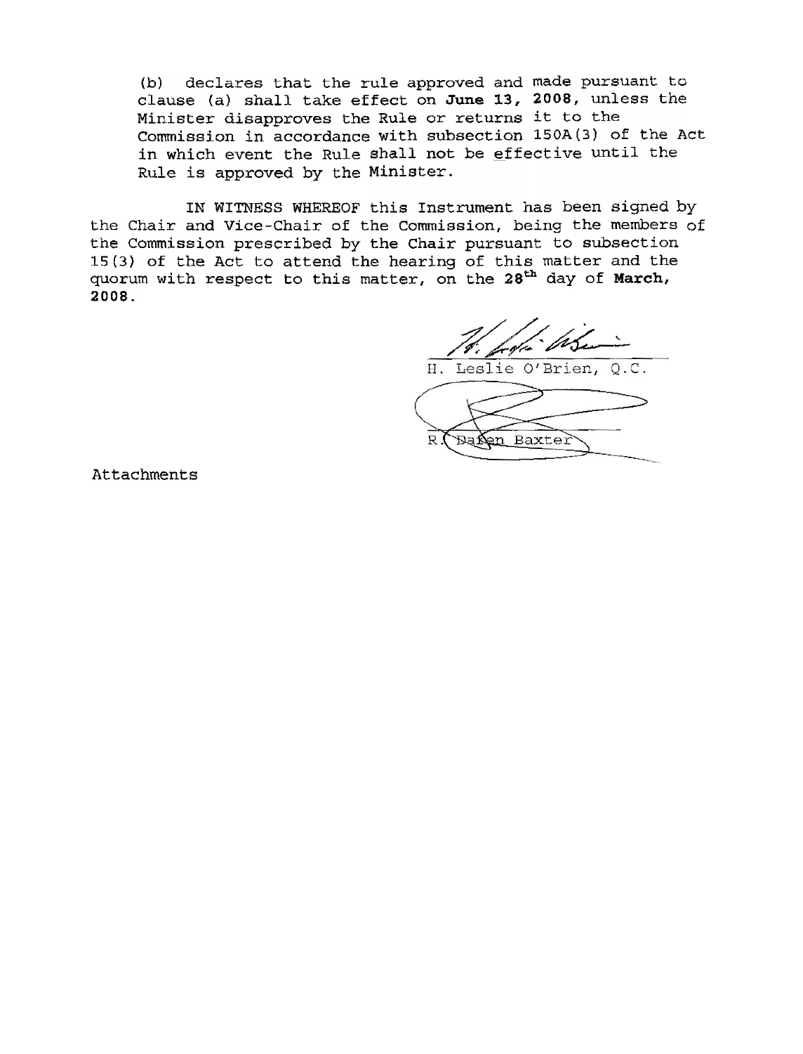(b) declares that the rule approved and made pursuant to clause (a) shall take effect on **June 13, 2008**, unless the Minister disapproves the Rule or returns it to the Commission in accordance with subsection 150A(3) of the Act in which event the Rule shall not be effective until the Rule is approved by the Minister.

IN WITNESS WHEREOF this Instrument has been signed by the Chair and Vice-Chair of the Commission, being the members of the Commission prescribed by the Chair pursuant to subsection 15(3) of the Act to attend the hearing of this matter and the quorum with respect to this matter, on the **28th** day of **March, 2008**.

H. Leslie O'Brien, Q.C.

R. Daren Baxter

Attachments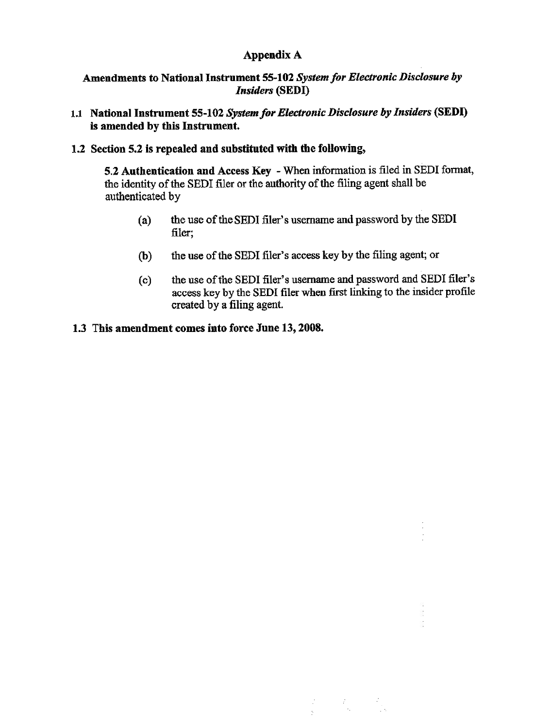# Appendix A

## Amendments to National Instrument 55-102 *System for Electronic Disclosure by Insiders* (SEDI)

**1.1 National Instrument 55-102 *System for Electronic Disclosure by Insiders* (SEDI) is amended by this Instrument.**

**1.2 Section 5.2 is repealed and substituted with the following,**

> **5.2 Authentication and Access Key** - When information is filed in SEDI format, the identity of the SEDI filer or the authority of the filing agent shall be authenticated by
>
> (a) the use of the SEDI filer's username and password by the SEDI filer;
>
> (b) the use of the SEDI filer's access key by the filing agent; or
>
> (c) the use of the SEDI filer's username and password and SEDI filer's access key by the SEDI filer when first linking to the insider profile created by a filing agent.

**1.3 This amendment comes into force June 13, 2008.**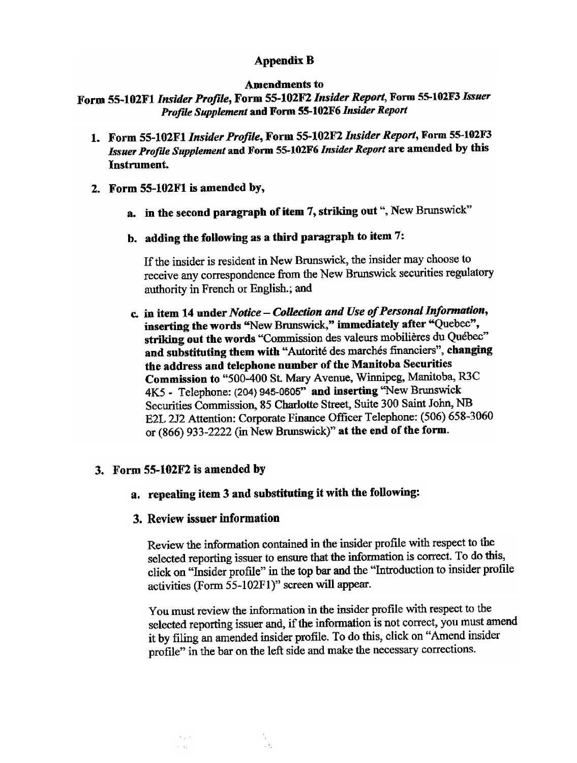**Appendix B**

**Amendments to**
**Form 55-102F1 *Insider Profile*, Form 55-102F2 *Insider Report*, Form 55-102F3 *Issuer Profile Supplement* and Form 55-102F6 *Insider Report***

1. **Form 55-102F1 *Insider Profile*, Form 55-102F2 *Insider Report*, Form 55-102F3 *Issuer Profile Supplement* and Form 55-102F6 *Insider Report* are amended by this Instrument.**

2. **Form 55-102F1 is amended by,**

   a. **in the second paragraph of item 7, striking out** ", New Brunswick"

   b. **adding the following as a third paragraph to item 7:**

      If the insider is resident in New Brunswick, the insider may choose to receive any correspondence from the New Brunswick securities regulatory authority in French or English.; and

   c. **in item 14 under *Notice – Collection and Use of Personal Information*, inserting the words** "New Brunswick," **immediately after** "Quebec", **striking out the words** "Commission des valeurs mobilières du Québec" **and substituting them with** "Autorité des marchés financiers", **changing the address and telephone number of the Manitoba Securities Commission to** "500-400 St. Mary Avenue, Winnipeg, Manitoba, R3C 4K5 - Telephone: (204) 945-0605" **and inserting** "New Brunswick Securities Commission, 85 Charlotte Street, Suite 300 Saint John, NB E2L 2J2 Attention: Corporate Finance Officer Telephone: (506) 658-3060 or (866) 933-2222 (in New Brunswick)" **at the end of the form.**

3. **Form 55-102F2 is amended by**

   a. **repealing item 3 and substituting it with the following:**

   **3. Review issuer information**

   Review the information contained in the insider profile with respect to the selected reporting issuer to ensure that the information is correct. To do this, click on "Insider profile" in the top bar and the "Introduction to insider profile activities (Form 55-102F1)" screen will appear.

   You must review the information in the insider profile with respect to the selected reporting issuer and, if the information is not correct, you must amend it by filing an amended insider profile. To do this, click on "Amend insider profile" in the bar on the left side and make the necessary corrections.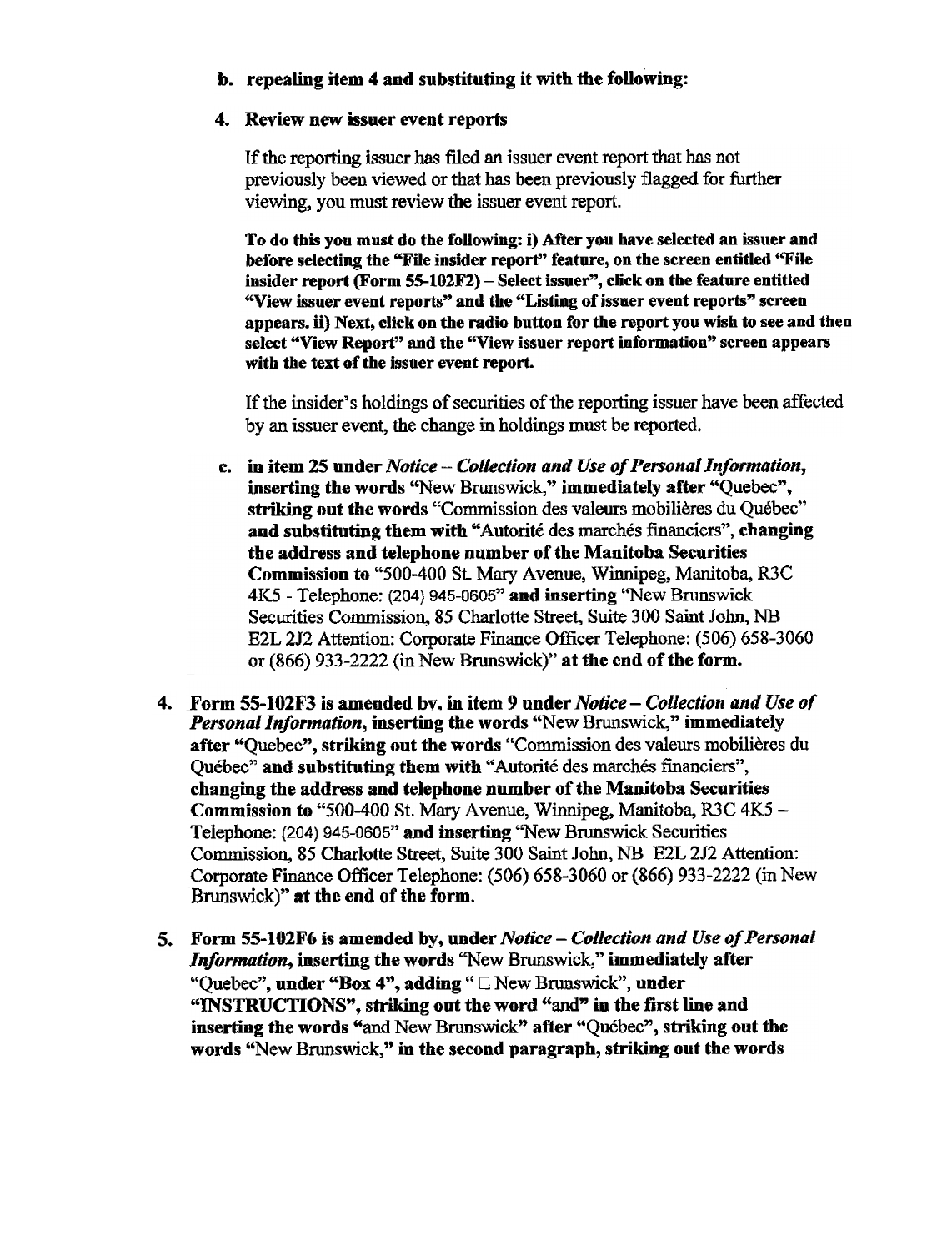**b. repealing item 4 and substituting it with the following:**

**4. Review new issuer event reports**

If the reporting issuer has filed an issuer event report that has not previously been viewed or that has been previously flagged for further viewing, you must review the issuer event report.

**To do this you must do the following: i) After you have selected an issuer and before selecting the "File insider report" feature, on the screen entitled "File insider report (Form 55-102F2) – Select issuer", click on the feature entitled "View issuer event reports" and the "Listing of issuer event reports" screen appears. ii) Next, click on the radio button for the report you wish to see and then select "View Report" and the "View issuer report information" screen appears with the text of the issuer event report.**

If the insider's holdings of securities of the reporting issuer have been affected by an issuer event, the change in holdings must be reported.

**c. in item 25 under *Notice – Collection and Use of Personal Information*, inserting the words** "New Brunswick," **immediately after** "Quebec", **striking out the words** "Commission des valeurs mobilières du Québec" **and substituting them with** "Autorité des marchés financiers", **changing the address and telephone number of the Manitoba Securities Commission to** "500-400 St. Mary Avenue, Winnipeg, Manitoba, R3C 4K5 - Telephone: (204) 945-0605" **and inserting** "New Brunswick Securities Commission, 85 Charlotte Street, Suite 300 Saint John, NB E2L 2J2 Attention: Corporate Finance Officer Telephone: (506) 658-3060 or (866) 933-2222 (in New Brunswick)" **at the end of the form.**

**4. Form 55-102F3 is amended by. in item 9 under *Notice – Collection and Use of Personal Information*, inserting the words** "New Brunswick," **immediately after** "Quebec", **striking out the words** "Commission des valeurs mobilières du Québec" **and substituting them with** "Autorité des marchés financiers", **changing the address and telephone number of the Manitoba Securities Commission to** "500-400 St. Mary Avenue, Winnipeg, Manitoba, R3C 4K5 – Telephone: (204) 945-0605" **and inserting** "New Brunswick Securities Commission, 85 Charlotte Street, Suite 300 Saint John, NB E2L 2J2 Attention: Corporate Finance Officer Telephone: (506) 658-3060 or (866) 933-2222 (in New Brunswick)" **at the end of the form.**

**5. Form 55-102F6 is amended by, under *Notice – Collection and Use of Personal Information*, inserting the words** "New Brunswick," **immediately after** "Quebec", **under "Box 4", adding** " □ New Brunswick", **under "INSTRUCTIONS", striking out the word "and" in the first line and inserting the words "**and New Brunswick**" after "Québec", striking out the words "**New Brunswick,**" in the second paragraph, striking out the words**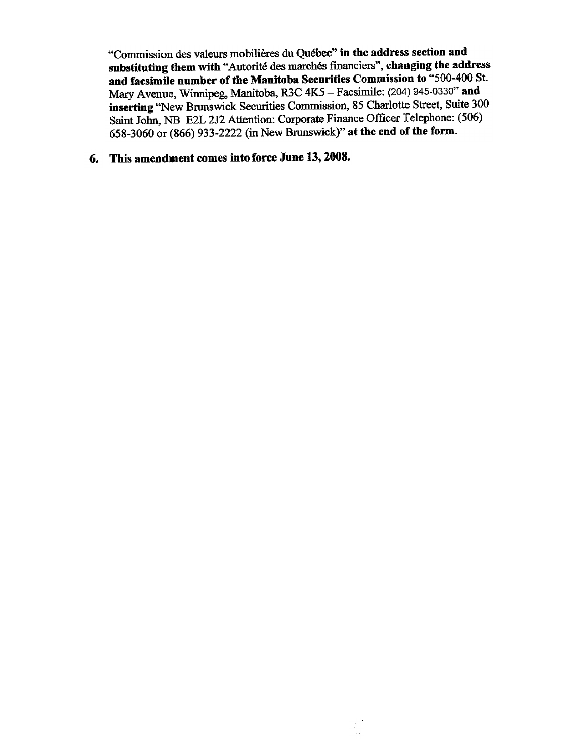"Commission des valeurs mobilières du Québec" **in the address section and substituting them with** "Autorité des marchés financiers", **changing the address and facsimile number of the Manitoba Securities Commission to** "500-400 St. Mary Avenue, Winnipeg, Manitoba, R3C 4K5 – Facsimile: (204) 945-0330" **and inserting** "New Brunswick Securities Commission, 85 Charlotte Street, Suite 300 Saint John, NB E2L 2J2 Attention: Corporate Finance Officer Telephone: (506) 658-3060 or (866) 933-2222 (in New Brunswick)" **at the end of the form.**

**6. This amendment comes into force June 13, 2008.**